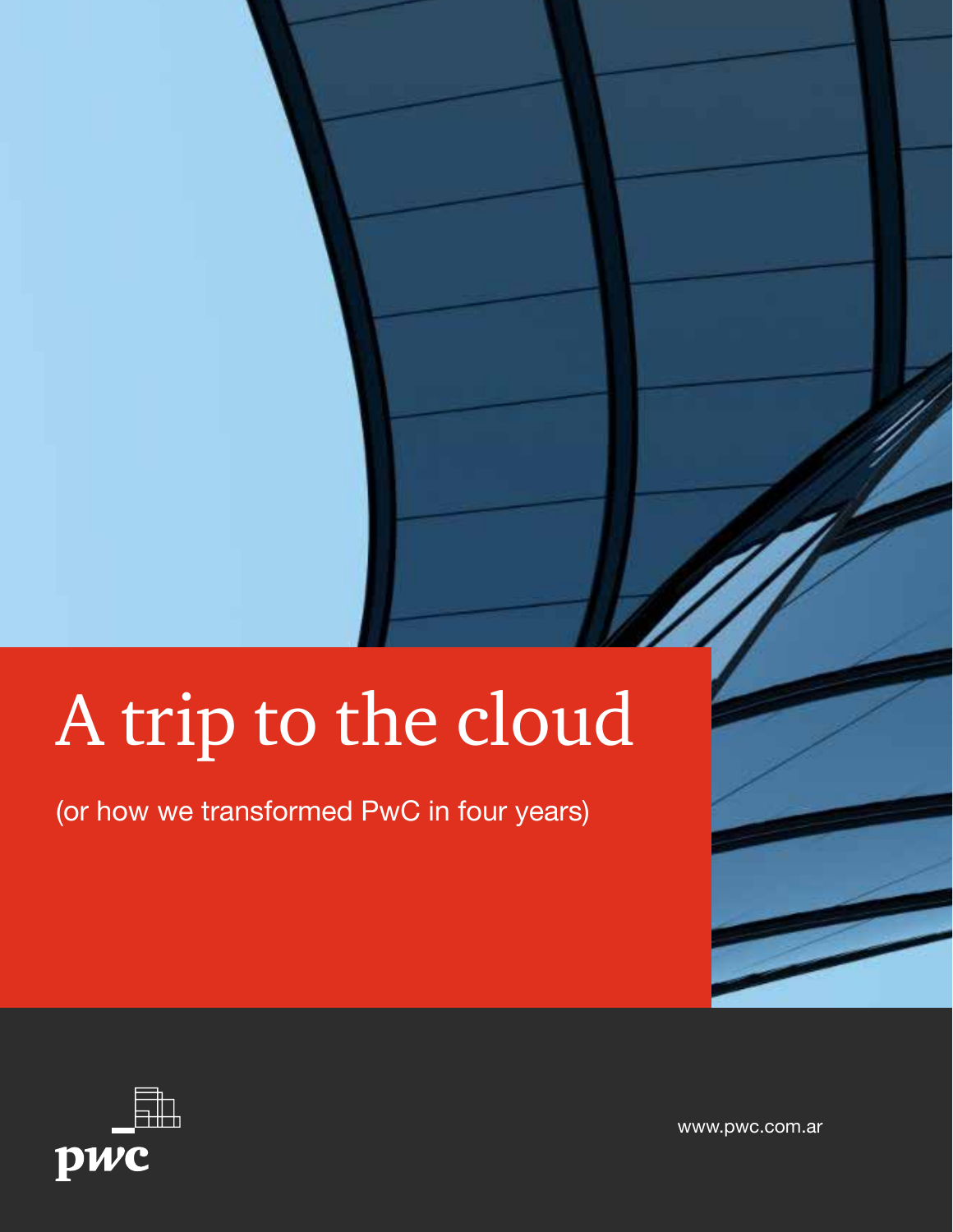# A trip to the cloud

(or how we transformed PwC in four years)

pwc

www.pwc.com.ar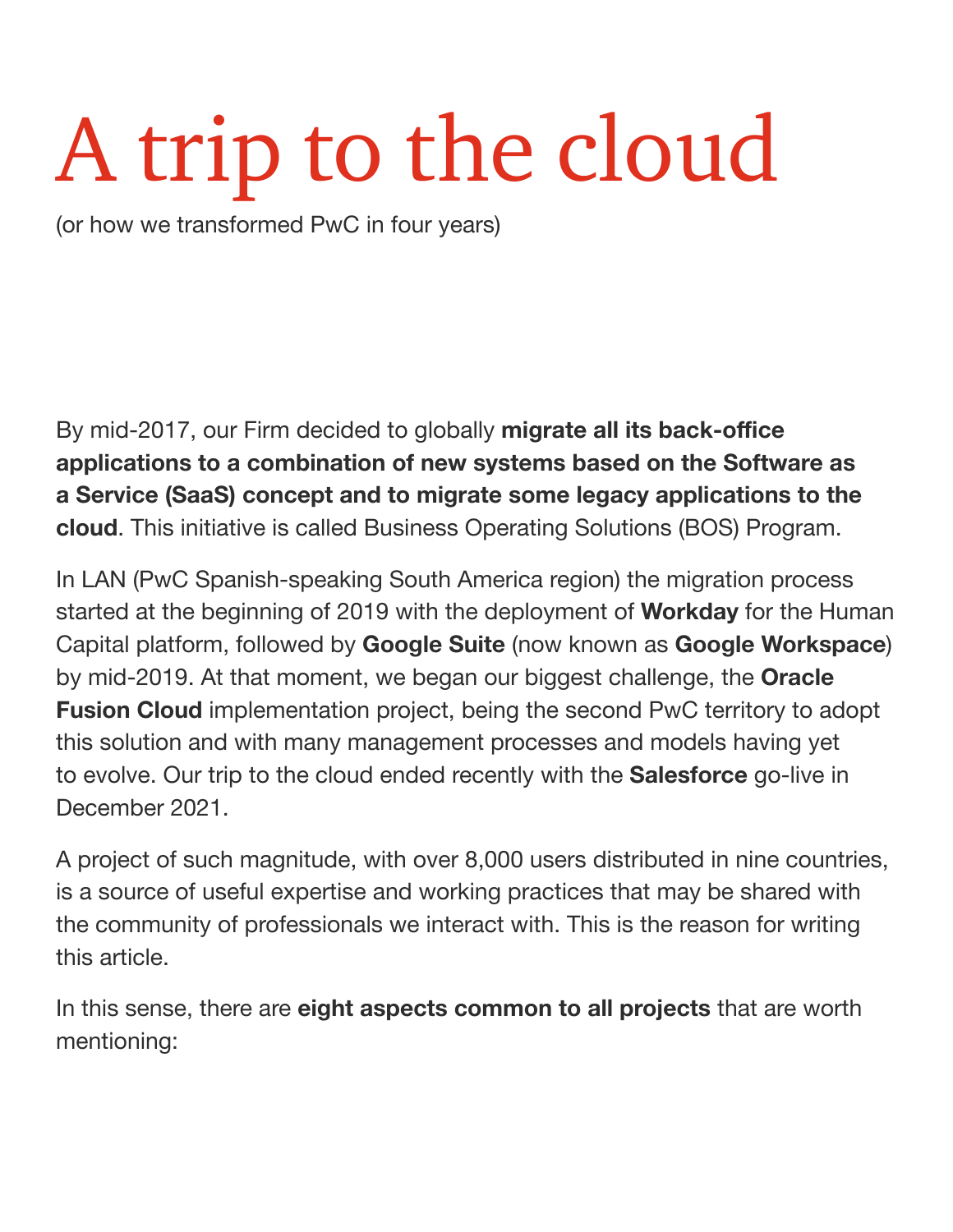# A trip to the cloud

(or how we transformed PwC in four years)

By mid-2017, our Firm decided to globally **migrate all its back-office applications to a combination of new systems based on the Software as a Service (SaaS) concept and to migrate some legacy applications to the cloud**. This initiative is called Business Operating Solutions (BOS) Program.

In LAN (PwC Spanish-speaking South America region) the migration process started at the beginning of 2019 with the deployment of **Workday** for the Human Capital platform, followed by **Google Suite** (now known as **Google Workspace**) by mid-2019. At that moment, we began our biggest challenge, the **Oracle Fusion Cloud** implementation project, being the second PwC territory to adopt this solution and with many management processes and models having yet to evolve. Our trip to the cloud ended recently with the **Salesforce** go-live in December 2021.

A project of such magnitude, with over 8,000 users distributed in nine countries, is a source of useful expertise and working practices that may be shared with the community of professionals we interact with. This is the reason for writing this article.

In this sense, there are **eight aspects common to all projects** that are worth mentioning: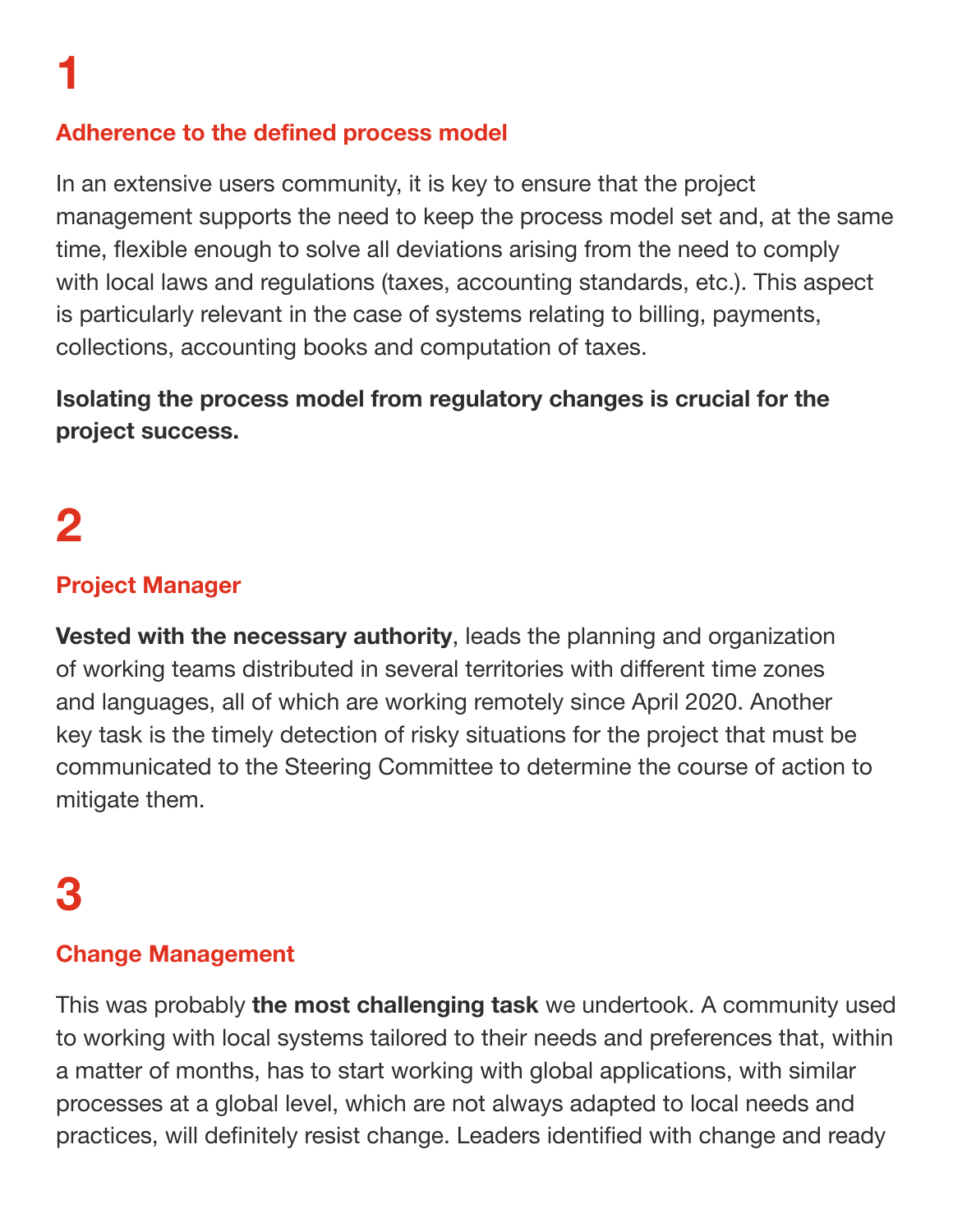# 1

### Adherence to the defined process model

In an extensive users community, it is key to ensure that the project management supports the need to keep the process model set and, at the same time, flexible enough to solve all deviations arising from the need to comply with local laws and regulations (taxes, accounting standards, etc.). This aspect is particularly relevant in the case of systems relating to billing, payments, collections, accounting books and computation of taxes.

**Isolating the process model from regulatory changes is crucial for the project success.**

# 2

### Project Manager

**Vested with the necessary authority**, leads the planning and organization of working teams distributed in several territories with different time zones and languages, all of which are working remotely since April 2020. Another key task is the timely detection of risky situations for the project that must be communicated to the Steering Committee to determine the course of action to mitigate them.

# 3

### Change Management

This was probably **the most challenging task** we undertook. A community used to working with local systems tailored to their needs and preferences that, within a matter of months, has to start working with global applications, with similar processes at a global level, which are not always adapted to local needs and practices, will definitely resist change. Leaders identified with change and ready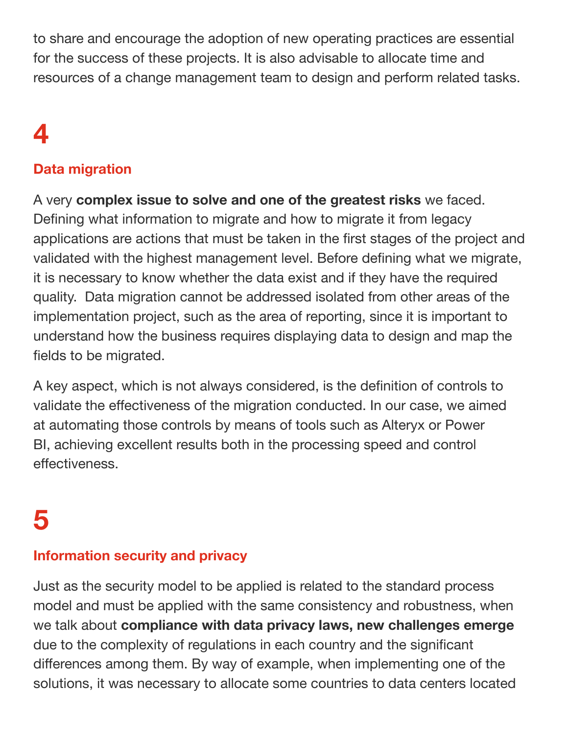to share and encourage the adoption of new operating practices are essential for the success of these projects. It is also advisable to allocate time and resources of a change management team to design and perform related tasks.

# 4

## Data migration

A very **complex issue to solve and one of the greatest risks** we faced. Defining what information to migrate and how to migrate it from legacy applications are actions that must be taken in the first stages of the project and validated with the highest management level. Before defining what we migrate, it is necessary to know whether the data exist and if they have the required quality. Data migration cannot be addressed isolated from other areas of the implementation project, such as the area of reporting, since it is important to understand how the business requires displaying data to design and map the fields to be migrated.

A key aspect, which is not always considered, is the definition of controls to validate the effectiveness of the migration conducted. In our case, we aimed at automating those controls by means of tools such as Alteryx or Power BI, achieving excellent results both in the processing speed and control effectiveness.

# 5

## Information security and privacy

Just as the security model to be applied is related to the standard process model and must be applied with the same consistency and robustness, when we talk about **compliance with data privacy laws, new challenges emerge** due to the complexity of regulations in each country and the significant differences among them. By way of example, when implementing one of the solutions, it was necessary to allocate some countries to data centers located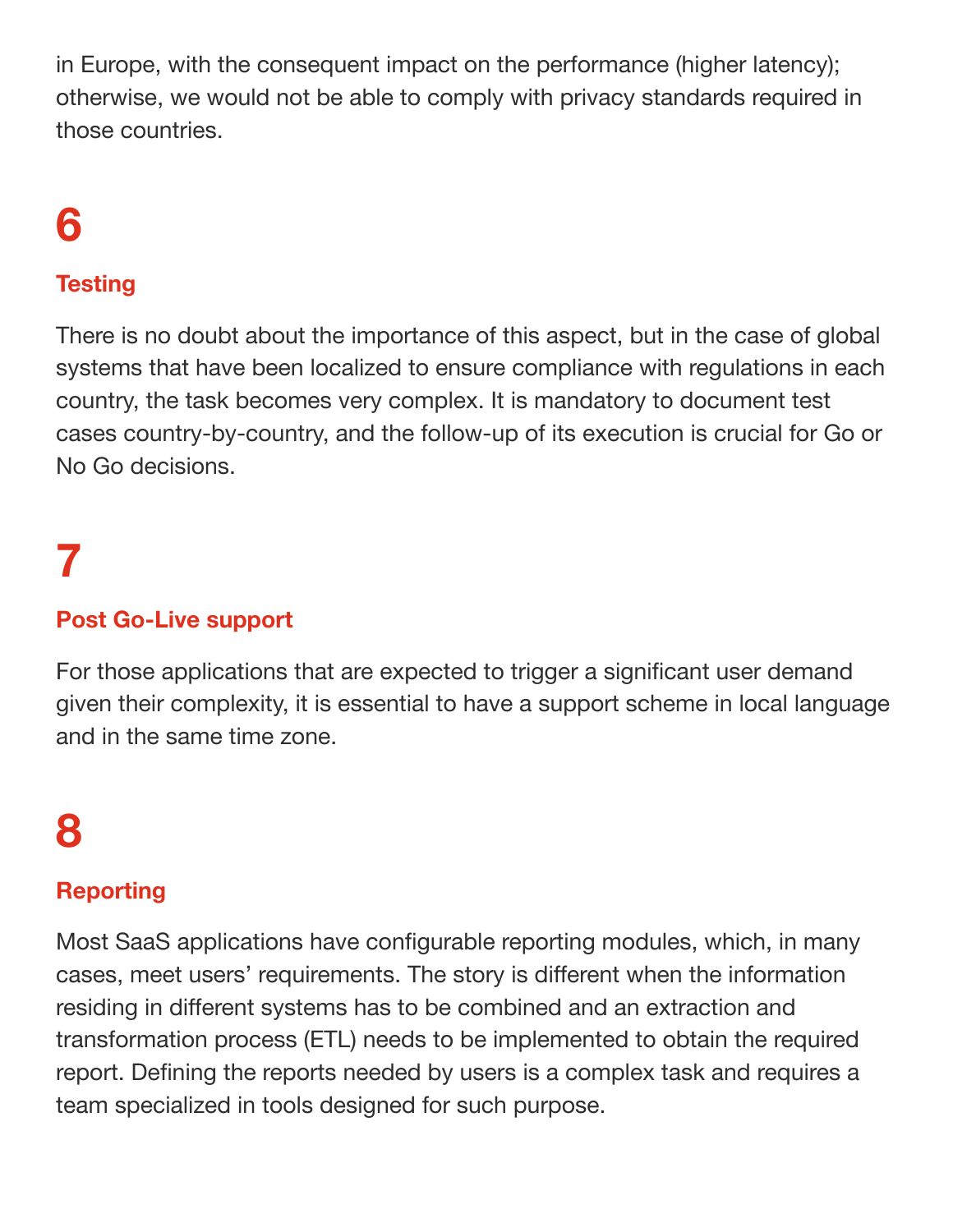in Europe, with the consequent impact on the performance (higher latency); otherwise, we would not be able to comply with privacy standards required in those countries.

# 6

### Testing

There is no doubt about the importance of this aspect, but in the case of global systems that have been localized to ensure compliance with regulations in each country, the task becomes very complex. It is mandatory to document test cases country-by-country, and the follow-up of its execution is crucial for Go or No Go decisions.

# 7

### Post Go-Live support

For those applications that are expected to trigger a significant user demand given their complexity, it is essential to have a support scheme in local language and in the same time zone.

# 8

### Reporting

Most SaaS applications have configurable reporting modules, which, in many cases, meet users' requirements. The story is different when the information residing in different systems has to be combined and an extraction and transformation process (ETL) needs to be implemented to obtain the required report. Defining the reports needed by users is a complex task and requires a team specialized in tools designed for such purpose.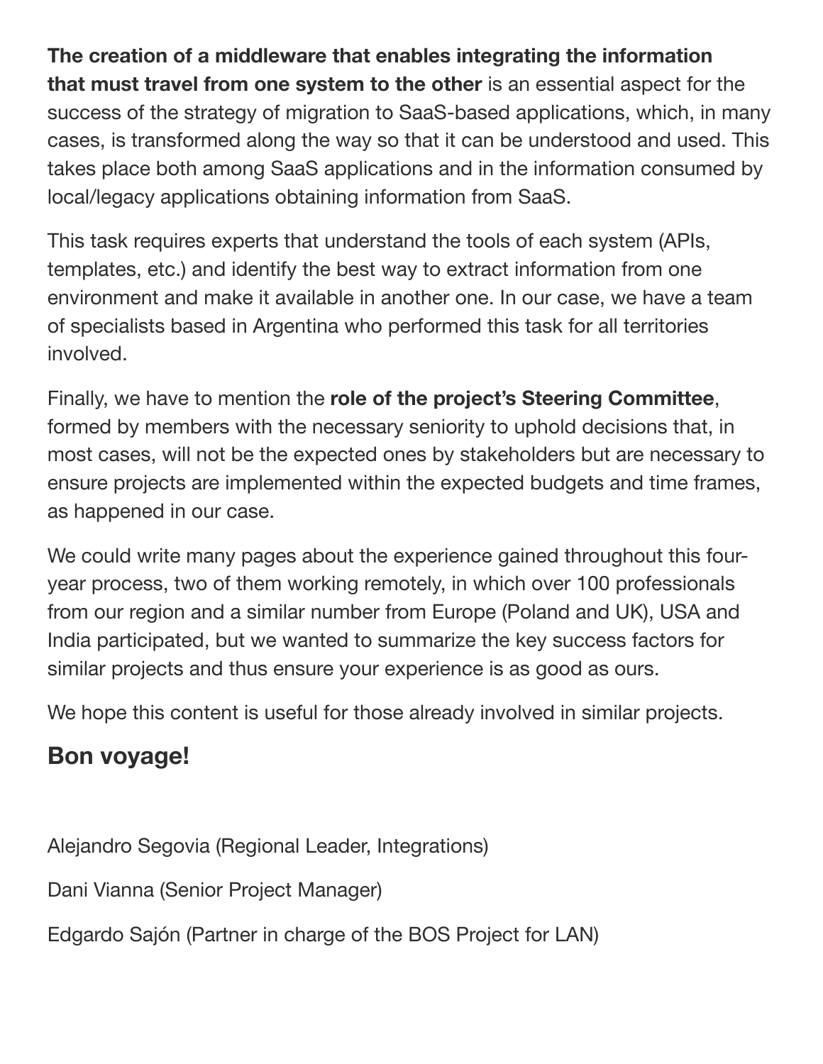**The creation of a middleware that enables integrating the information that must travel from one system to the other** is an essential aspect for the success of the strategy of migration to SaaS-based applications, which, in many cases, is transformed along the way so that it can be understood and used. This takes place both among SaaS applications and in the information consumed by local/legacy applications obtaining information from SaaS.

This task requires experts that understand the tools of each system (APIs, templates, etc.) and identify the best way to extract information from one environment and make it available in another one. In our case, we have a team of specialists based in Argentina who performed this task for all territories involved.

Finally, we have to mention the **role of the project's Steering Committee**, formed by members with the necessary seniority to uphold decisions that, in most cases, will not be the expected ones by stakeholders but are necessary to ensure projects are implemented within the expected budgets and time frames, as happened in our case.

We could write many pages about the experience gained throughout this four-year process, two of them working remotely, in which over 100 professionals from our region and a similar number from Europe (Poland and UK), USA and India participated, but we wanted to summarize the key success factors for similar projects and thus ensure your experience is as good as ours.

We hope this content is useful for those already involved in similar projects.

## Bon voyage!

Alejandro Segovia (Regional Leader, Integrations)

Dani Vianna (Senior Project Manager)

Edgardo Sajón (Partner in charge of the BOS Project for LAN)